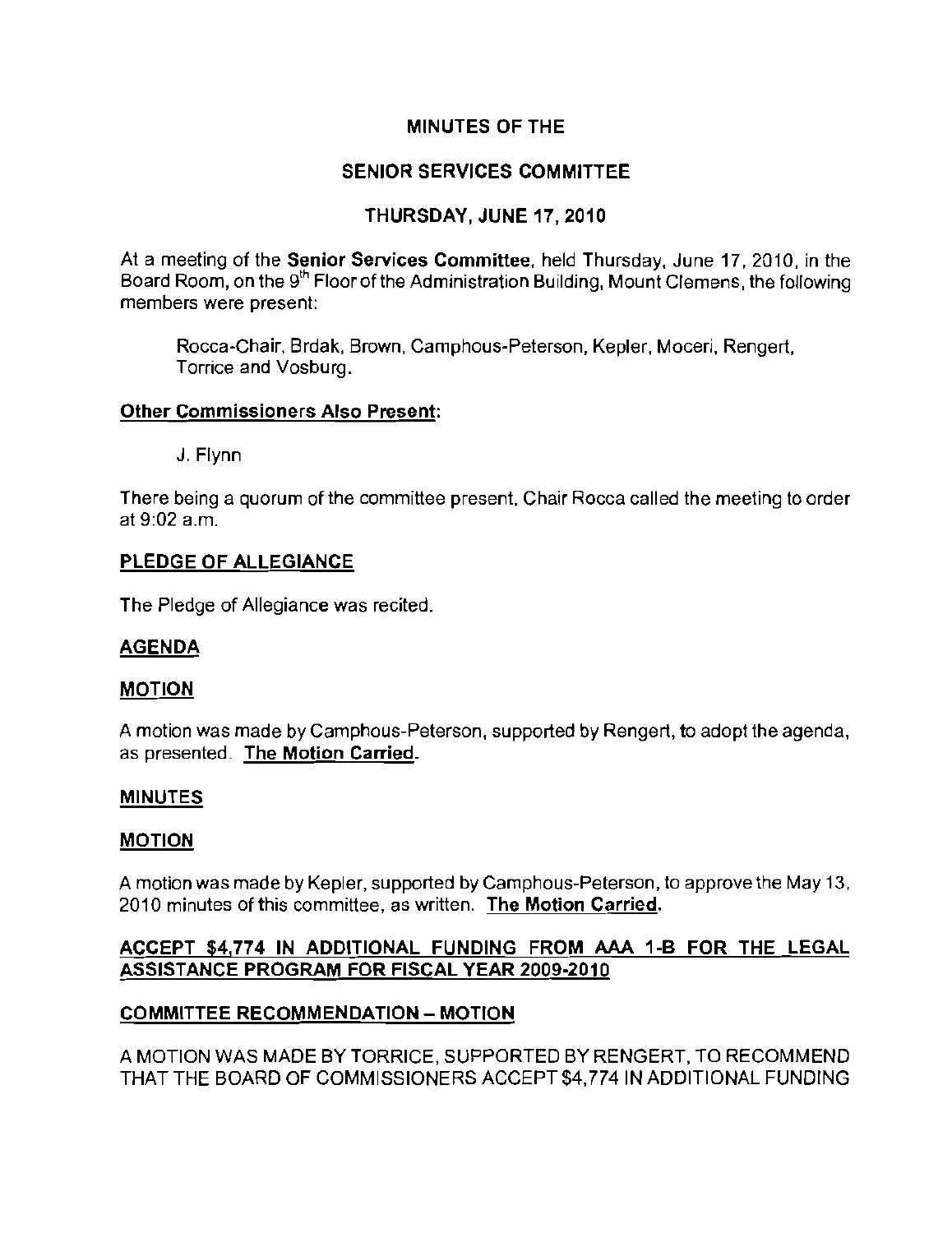# MINUTES OF THE

# SENIOR SERVICES COMMITTEE

# THURSDAY, JUNE 17, 2010

At a meeting of the **Senior Services Committee**, held Thursday, June 17, 2010, in the Board Room, on the 9th Floor of the Administration Building, Mount Clemens, the following members were present:

Rocca-Chair, Brdak, Brown, Camphous-Peterson, Kepler, Moceri, Rengert, Torrice and Vosburg.

**Other Commissioners Also Present:**

J. Flynn

There being a quorum of the committee present, Chair Rocca called the meeting to order at 9:02 a.m.

**PLEDGE OF ALLEGIANCE**

The Pledge of Allegiance was recited.

**AGENDA**

**MOTION**

A motion was made by Camphous-Peterson, supported by Rengert, to adopt the agenda, as presented. **The Motion Carried.**

**MINUTES**

**MOTION**

A motion was made by Kepler, supported by Camphous-Peterson, to approve the May 13, 2010 minutes of this committee, as written. **The Motion Carried.**

**ACCEPT $4,774 IN ADDITIONAL FUNDING FROM AAA 1-B FOR THE LEGAL ASSISTANCE PROGRAM FOR FISCAL YEAR 2009-2010**

**COMMITTEE RECOMMENDATION – MOTION**

A MOTION WAS MADE BY TORRICE, SUPPORTED BY RENGERT, TO RECOMMEND THAT THE BOARD OF COMMISSIONERS ACCEPT $4,774 IN ADDITIONAL FUNDING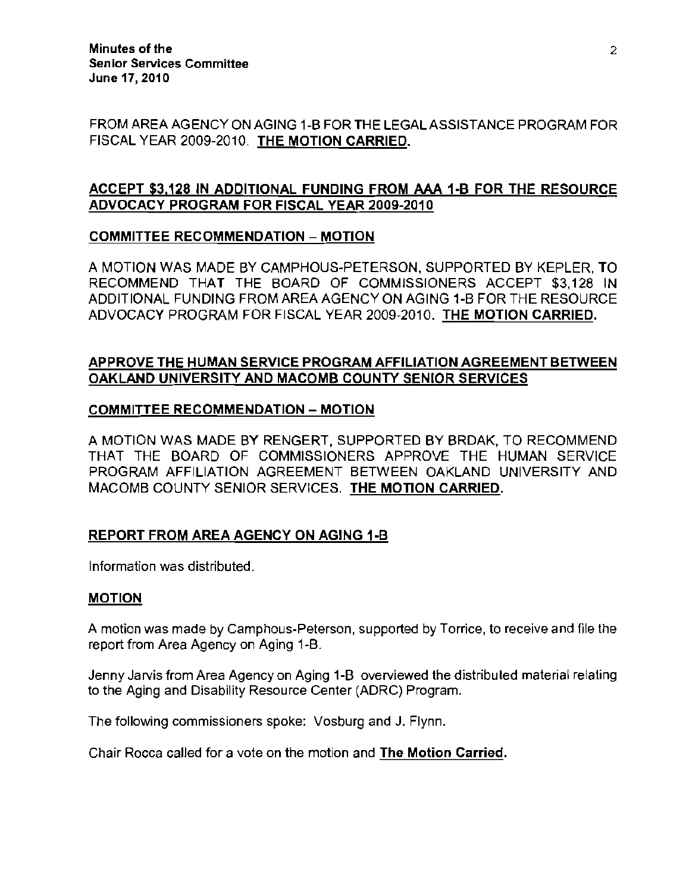FROM AREA AGENCY ON AGING 1-B FOR THE LEGAL ASSISTANCE PROGRAM FOR FISCAL YEAR 2009-2010. **THE MOTION CARRIED.**

**ACCEPT $3,128 IN ADDITIONAL FUNDING FROM AAA 1-B FOR THE RESOURCE ADVOCACY PROGRAM FOR FISCAL YEAR 2009-2010**

**COMMITTEE RECOMMENDATION – MOTION**

A MOTION WAS MADE BY CAMPHOUS-PETERSON, SUPPORTED BY KEPLER, TO RECOMMEND THAT THE BOARD OF COMMISSIONERS ACCEPT $3,128 IN ADDITIONAL FUNDING FROM AREA AGENCY ON AGING 1-B FOR THE RESOURCE ADVOCACY PROGRAM FOR FISCAL YEAR 2009-2010. **THE MOTION CARRIED.**

**APPROVE THE HUMAN SERVICE PROGRAM AFFILIATION AGREEMENT BETWEEN OAKLAND UNIVERSITY AND MACOMB COUNTY SENIOR SERVICES**

**COMMITTEE RECOMMENDATION – MOTION**

A MOTION WAS MADE BY RENGERT, SUPPORTED BY BRDAK, TO RECOMMEND THAT THE BOARD OF COMMISSIONERS APPROVE THE HUMAN SERVICE PROGRAM AFFILIATION AGREEMENT BETWEEN OAKLAND UNIVERSITY AND MACOMB COUNTY SENIOR SERVICES. **THE MOTION CARRIED.**

**REPORT FROM AREA AGENCY ON AGING 1-B**

Information was distributed.

**MOTION**

A motion was made by Camphous-Peterson, supported by Torrice, to receive and file the report from Area Agency on Aging 1-B.

Jenny Jarvis from Area Agency on Aging 1-B overviewed the distributed material relating to the Aging and Disability Resource Center (ADRC) Program.

The following commissioners spoke: Vosburg and J. Flynn.

Chair Rocca called for a vote on the motion and **The Motion Carried.**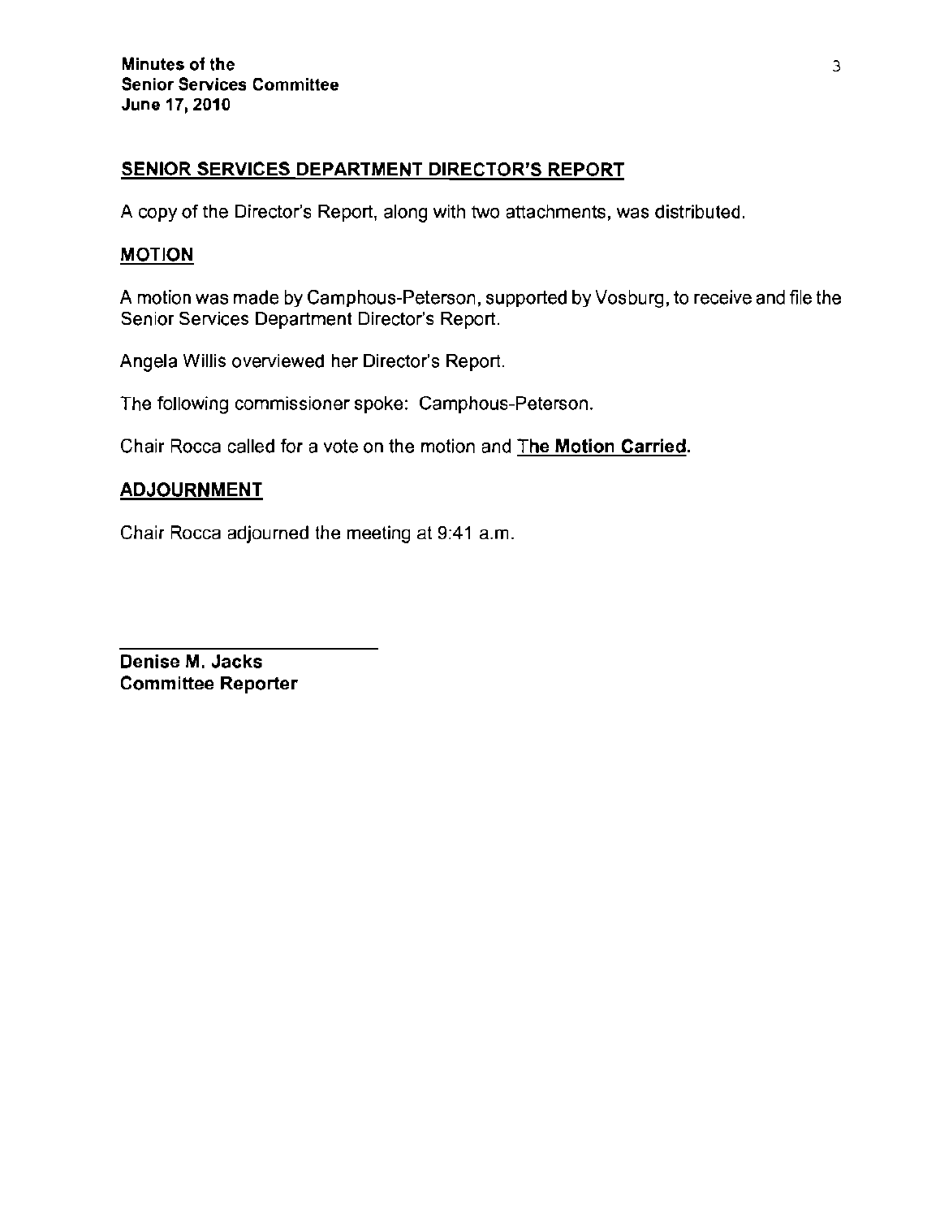## SENIOR SERVICES DEPARTMENT DIRECTOR'S REPORT

A copy of the Director's Report, along with two attachments, was distributed.

## MOTION

A motion was made by Camphous-Peterson, supported by Vosburg, to receive and file the Senior Services Department Director's Report.

Angela Willis overviewed her Director's Report.

The following commissioner spoke: Camphous-Peterson.

Chair Rocca called for a vote on the motion and **The Motion Carried**.

## ADJOURNMENT

Chair Rocca adjourned the meeting at 9:41 a.m.

**Denise M. Jacks**
**Committee Reporter**